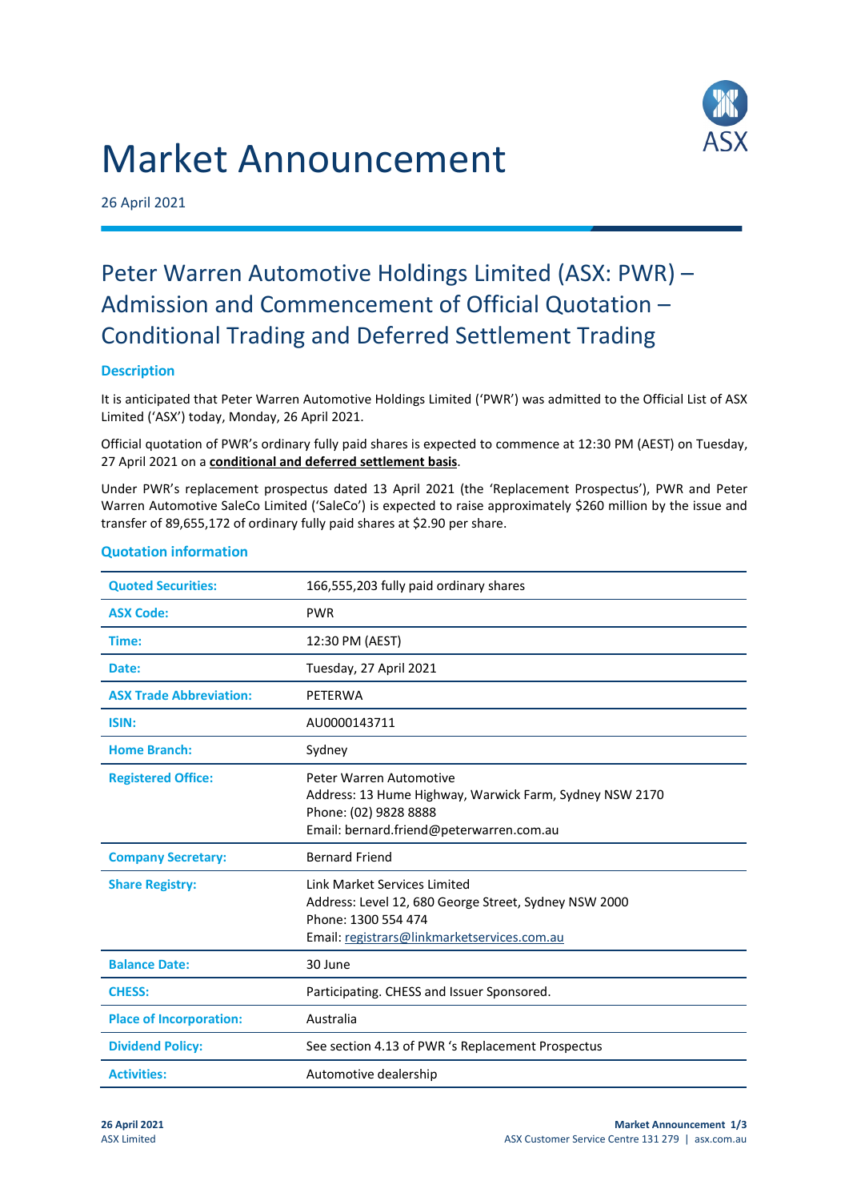// Market Announcement

26 April 2021

## Peter Warren Automotive Holdings Limited (ASX: PWR) – Admission and Commencement of Official Quotation – Conditional Trading and Deferred Settlement Trading

### Description

It is anticipated that Peter Warren Automotive Holdings Limited ('PWR') was admitted to the Official List of ASX Limited ('ASX') today, Monday, 26 April 2021.

Official quotation of PWR's ordinary fully paid shares is expected to commence at 12:30 PM (AEST) on Tuesday, 27 April 2021 on a **conditional and deferred settlement basis**.

Under PWR's replacement prospectus dated 13 April 2021 (the 'Replacement Prospectus'), PWR and Peter Warren Automotive SaleCo Limited ('SaleCo') is expected to raise approximately $260 million by the issue and transfer of 89,655,172 of ordinary fully paid shares at $2.90 per share.

### Quotation information

| | |
|---|---|
| **Quoted Securities:** | 166,555,203 fully paid ordinary shares |
| **ASX Code:** | PWR |
| **Time:** | 12:30 PM (AEST) |
| **Date:** | Tuesday, 27 April 2021 |
| **ASX Trade Abbreviation:** | PETERWA |
| **ISIN:** | AU0000143711 |
| **Home Branch:** | Sydney |
| **Registered Office:** | Peter Warren Automotive<br>Address: 13 Hume Highway, Warwick Farm, Sydney NSW 2170<br>Phone: (02) 9828 8888<br>Email: bernard.friend@peterwarren.com.au |
| **Company Secretary:** | Bernard Friend |
| **Share Registry:** | Link Market Services Limited<br>Address: Level 12, 680 George Street, Sydney NSW 2000<br>Phone: 1300 554 474<br>Email: registrars@linkmarketservices.com.au |
| **Balance Date:** | 30 June |
| **CHESS:** | Participating. CHESS and Issuer Sponsored. |
| **Place of Incorporation:** | Australia |
| **Dividend Policy:** | See section 4.13 of PWR 's Replacement Prospectus |
| **Activities:** | Automotive dealership |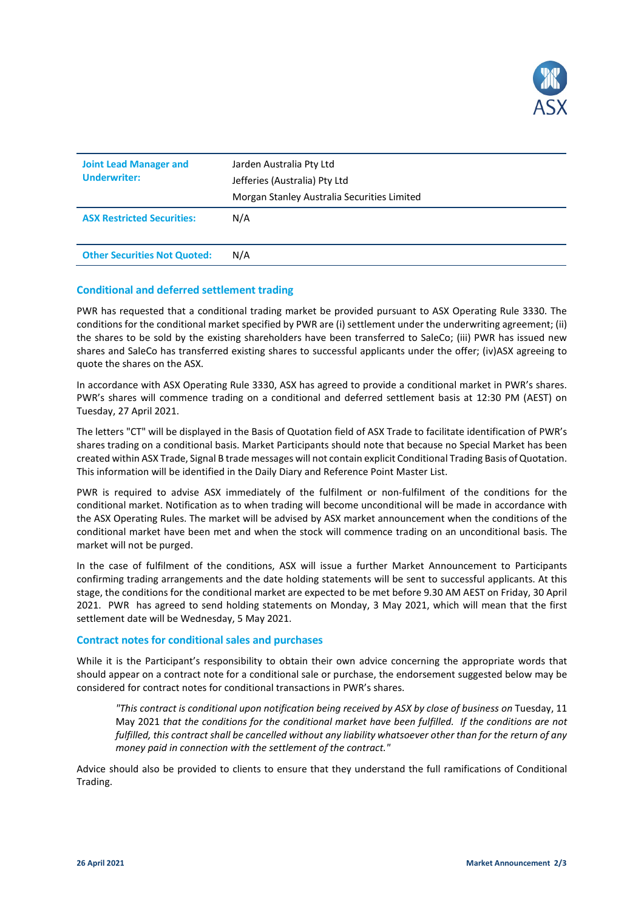| | |
|---|---|
| **Joint Lead Manager and Underwriter:** | Jarden Australia Pty Ltd<br>Jefferies (Australia) Pty Ltd<br>Morgan Stanley Australia Securities Limited |
| **ASX Restricted Securities:** | N/A |
| **Other Securities Not Quoted:** | N/A |

## Conditional and deferred settlement trading

PWR has requested that a conditional trading market be provided pursuant to ASX Operating Rule 3330. The conditions for the conditional market specified by PWR are (i) settlement under the underwriting agreement; (ii) the shares to be sold by the existing shareholders have been transferred to SaleCo; (iii) PWR has issued new shares and SaleCo has transferred existing shares to successful applicants under the offer; (iv)ASX agreeing to quote the shares on the ASX.

In accordance with ASX Operating Rule 3330, ASX has agreed to provide a conditional market in PWR's shares. PWR's shares will commence trading on a conditional and deferred settlement basis at 12:30 PM (AEST) on Tuesday, 27 April 2021.

The letters "CT" will be displayed in the Basis of Quotation field of ASX Trade to facilitate identification of PWR's shares trading on a conditional basis. Market Participants should note that because no Special Market has been created within ASX Trade, Signal B trade messages will not contain explicit Conditional Trading Basis of Quotation. This information will be identified in the Daily Diary and Reference Point Master List.

PWR is required to advise ASX immediately of the fulfilment or non-fulfilment of the conditions for the conditional market. Notification as to when trading will become unconditional will be made in accordance with the ASX Operating Rules. The market will be advised by ASX market announcement when the conditions of the conditional market have been met and when the stock will commence trading on an unconditional basis. The market will not be purged.

In the case of fulfilment of the conditions, ASX will issue a further Market Announcement to Participants confirming trading arrangements and the date holding statements will be sent to successful applicants. At this stage, the conditions for the conditional market are expected to be met before 9.30 AM AEST on Friday, 30 April 2021. PWR has agreed to send holding statements on Monday, 3 May 2021, which will mean that the first settlement date will be Wednesday, 5 May 2021.

## Contract notes for conditional sales and purchases

While it is the Participant's responsibility to obtain their own advice concerning the appropriate words that should appear on a contract note for a conditional sale or purchase, the endorsement suggested below may be considered for contract notes for conditional transactions in PWR's shares.

> *"This contract is conditional upon notification being received by ASX by close of business on* Tuesday, 11 May 2021 *that the conditions for the conditional market have been fulfilled. If the conditions are not fulfilled, this contract shall be cancelled without any liability whatsoever other than for the return of any money paid in connection with the settlement of the contract."*

Advice should also be provided to clients to ensure that they understand the full ramifications of Conditional Trading.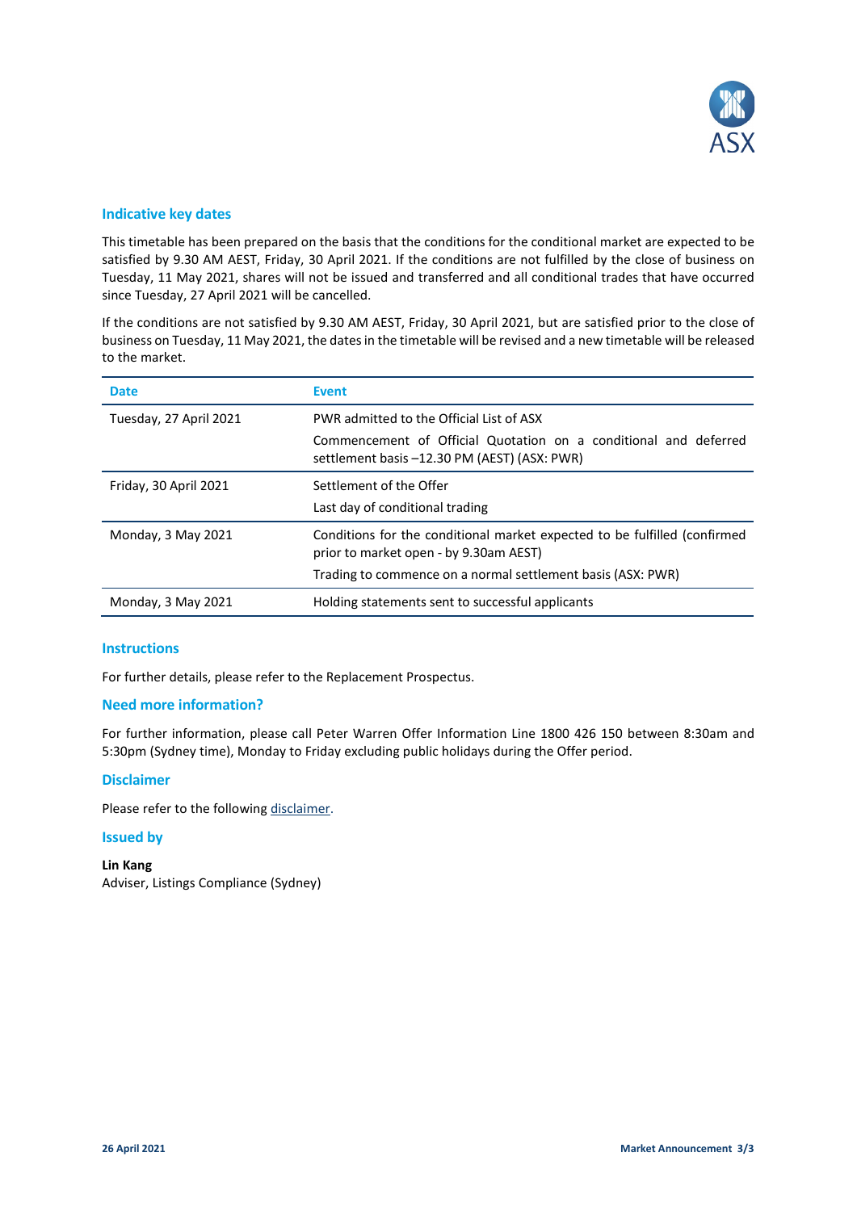## Indicative key dates

This timetable has been prepared on the basis that the conditions for the conditional market are expected to be satisfied by 9.30 AM AEST, Friday, 30 April 2021. If the conditions are not fulfilled by the close of business on Tuesday, 11 May 2021, shares will not be issued and transferred and all conditional trades that have occurred since Tuesday, 27 April 2021 will be cancelled.

If the conditions are not satisfied by 9.30 AM AEST, Friday, 30 April 2021, but are satisfied prior to the close of business on Tuesday, 11 May 2021, the dates in the timetable will be revised and a new timetable will be released to the market.

| Date | Event |
|---|---|
| Tuesday, 27 April 2021 | PWR admitted to the Official List of ASX<br>Commencement of Official Quotation on a conditional and deferred settlement basis –12.30 PM (AEST) (ASX: PWR) |
| Friday, 30 April 2021 | Settlement of the Offer<br>Last day of conditional trading |
| Monday, 3 May 2021 | Conditions for the conditional market expected to be fulfilled (confirmed prior to market open - by 9.30am AEST)<br>Trading to commence on a normal settlement basis (ASX: PWR) |
| Monday, 3 May 2021 | Holding statements sent to successful applicants |

## Instructions

For further details, please refer to the Replacement Prospectus.

## Need more information?

For further information, please call Peter Warren Offer Information Line 1800 426 150 between 8:30am and 5:30pm (Sydney time), Monday to Friday excluding public holidays during the Offer period.

## Disclaimer

Please refer to the following disclaimer.

## Issued by

**Lin Kang**
Adviser, Listings Compliance (Sydney)

26 April 2021